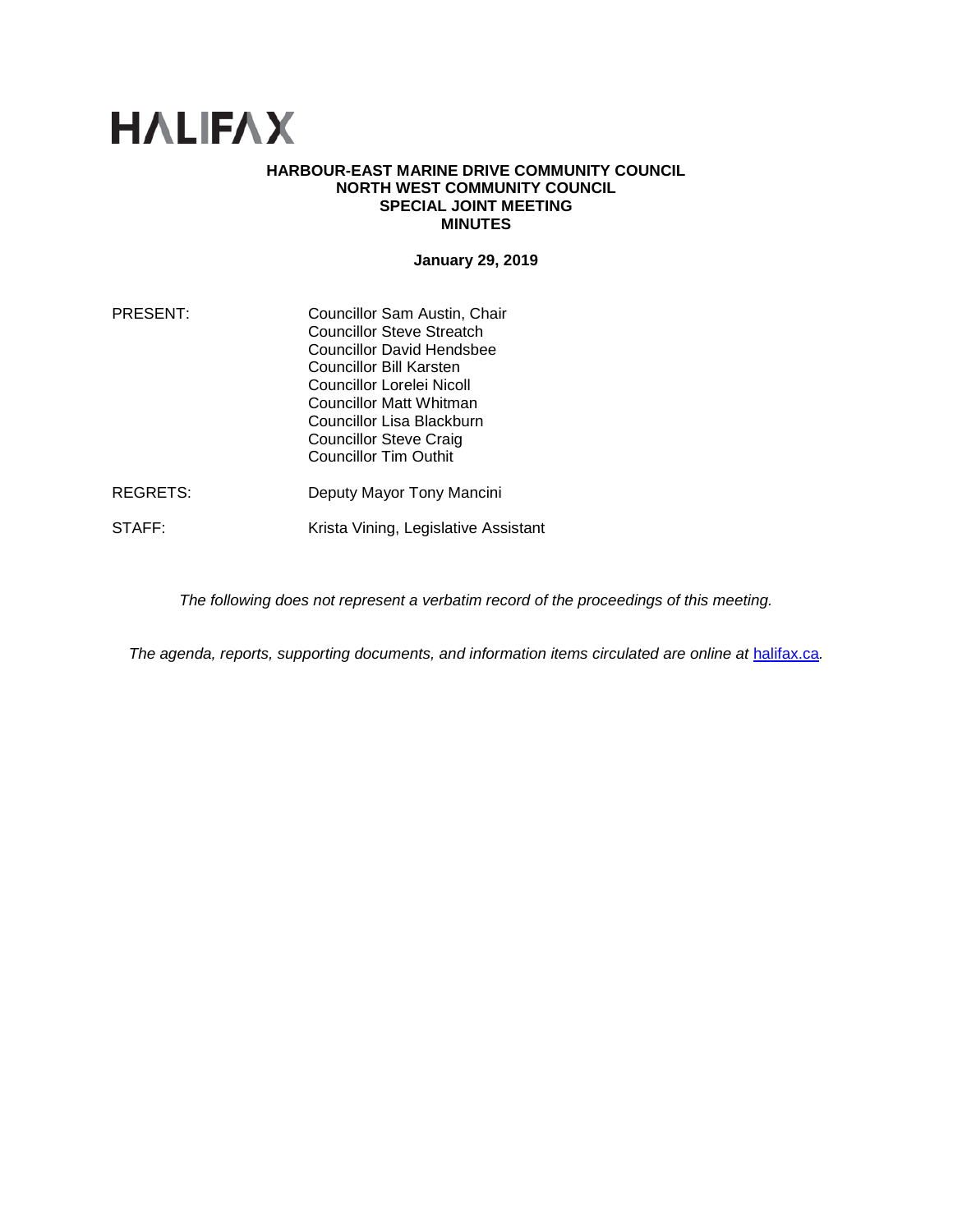# HALIFAX

**HARBOUR-EAST MARINE DRIVE COMMUNITY COUNCIL**
**NORTH WEST COMMUNITY COUNCIL**
**SPECIAL JOINT MEETING**
**MINUTES**

**January 29, 2019**

| | |
|---|---|
| PRESENT: | Councillor Sam Austin, Chair<br>Councillor Steve Streatch<br>Councillor David Hendsbee<br>Councillor Bill Karsten<br>Councillor Lorelei Nicoll<br>Councillor Matt Whitman<br>Councillor Lisa Blackburn<br>Councillor Steve Craig<br>Councillor Tim Outhit |
| REGRETS: | Deputy Mayor Tony Mancini |
| STAFF: | Krista Vining, Legislative Assistant |

*The following does not represent a verbatim record of the proceedings of this meeting.*

*The agenda, reports, supporting documents, and information items circulated are online at* [halifax.ca](halifax.ca)*.*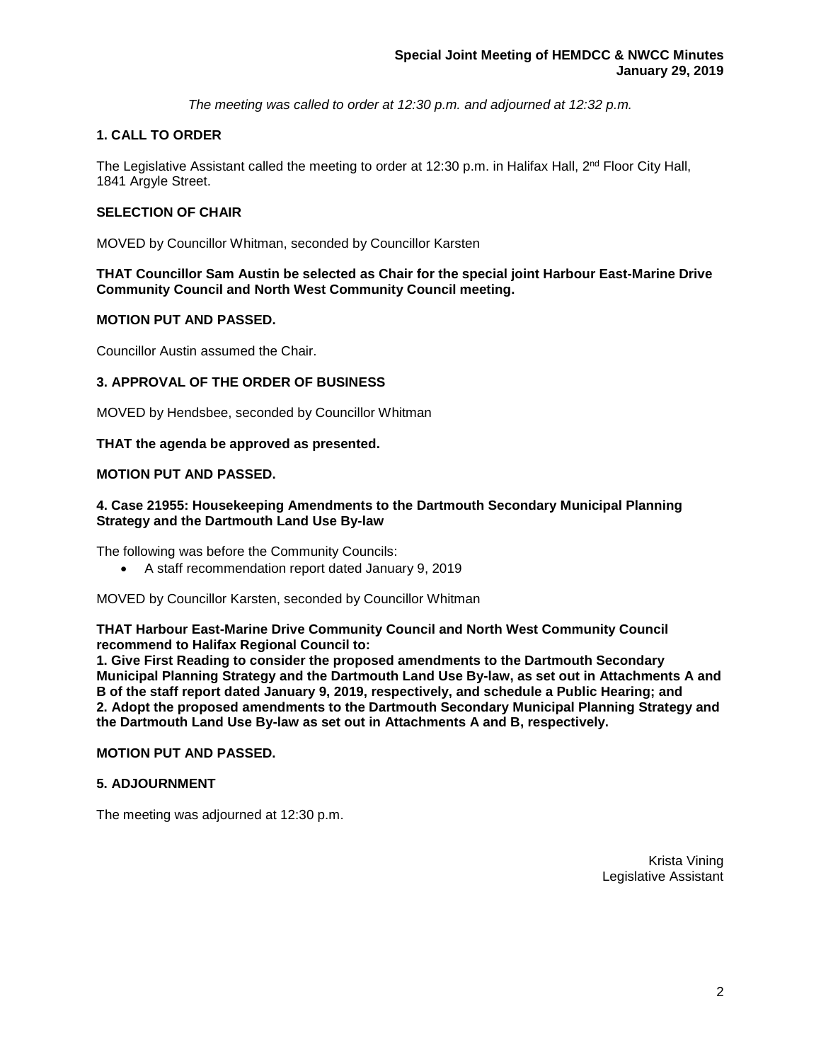*The meeting was called to order at 12:30 p.m. and adjourned at 12:32 p.m.*

## 1. CALL TO ORDER

The Legislative Assistant called the meeting to order at 12:30 p.m. in Halifax Hall, 2nd Floor City Hall, 1841 Argyle Street.

## SELECTION OF CHAIR

MOVED by Councillor Whitman, seconded by Councillor Karsten

**THAT Councillor Sam Austin be selected as Chair for the special joint Harbour East-Marine Drive Community Council and North West Community Council meeting.**

**MOTION PUT AND PASSED.**

Councillor Austin assumed the Chair.

## 3. APPROVAL OF THE ORDER OF BUSINESS

MOVED by Hendsbee, seconded by Councillor Whitman

**THAT the agenda be approved as presented.**

**MOTION PUT AND PASSED.**

## 4. Case 21955: Housekeeping Amendments to the Dartmouth Secondary Municipal Planning Strategy and the Dartmouth Land Use By-law

The following was before the Community Councils:

- A staff recommendation report dated January 9, 2019

MOVED by Councillor Karsten, seconded by Councillor Whitman

**THAT Harbour East-Marine Drive Community Council and North West Community Council recommend to Halifax Regional Council to:**
**1. Give First Reading to consider the proposed amendments to the Dartmouth Secondary Municipal Planning Strategy and the Dartmouth Land Use By-law, as set out in Attachments A and B of the staff report dated January 9, 2019, respectively, and schedule a Public Hearing; and**
**2. Adopt the proposed amendments to the Dartmouth Secondary Municipal Planning Strategy and the Dartmouth Land Use By-law as set out in Attachments A and B, respectively.**

**MOTION PUT AND PASSED.**

## 5. ADJOURNMENT

The meeting was adjourned at 12:30 p.m.

Krista Vining
Legislative Assistant